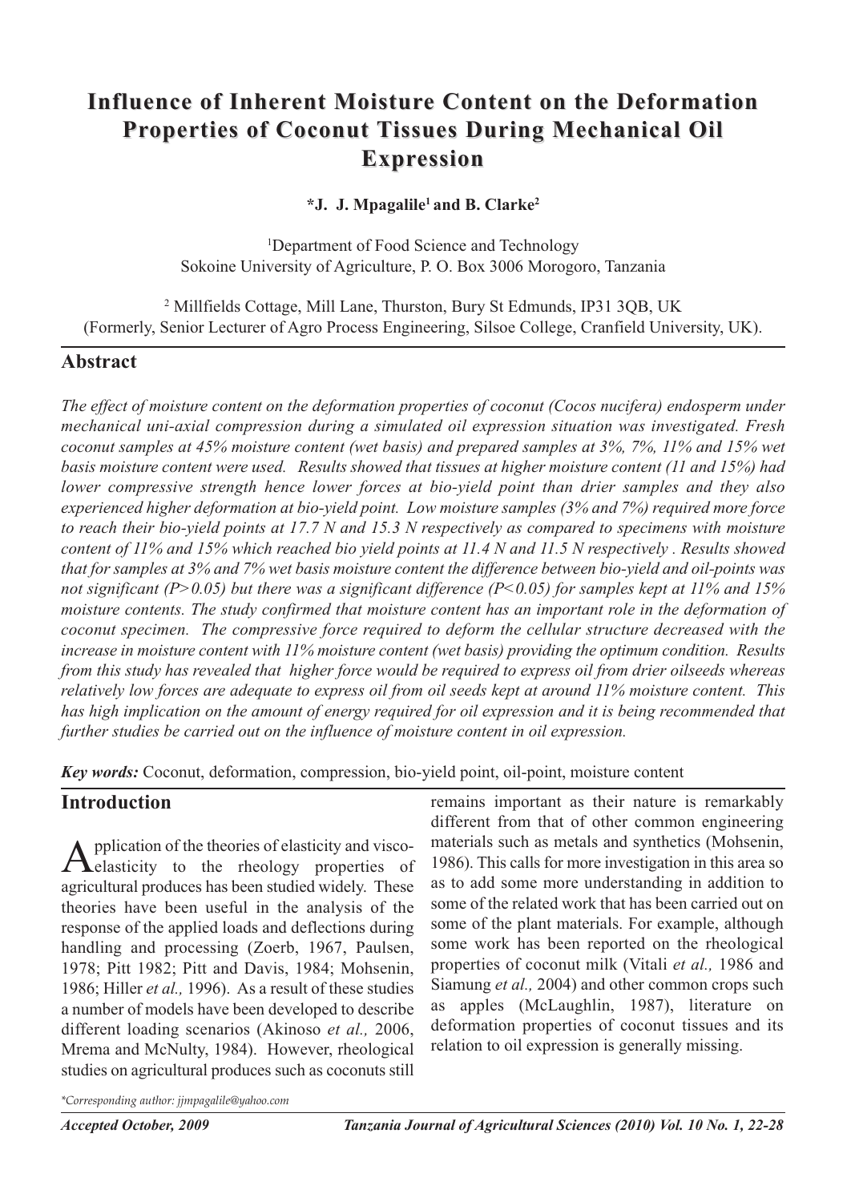# Influence of Inherent Moisture Content on the Deformation Properties of Coconut Tissues During Mechanical Oil Expression

**\*J. J. Mpagalile[1] and B. Clarke[2]**

[1]Department of Food Science and Technology
Sokoine University of Agriculture, P. O. Box 3006 Morogoro, Tanzania

[2] Millfields Cottage, Mill Lane, Thurston, Bury St Edmunds, IP31 3QB, UK
(Formerly, Senior Lecturer of Agro Process Engineering, Silsoe College, Cranfield University, UK).

## Abstract

*The effect of moisture content on the deformation properties of coconut (Cocos nucifera) endosperm under mechanical uni-axial compression during a simulated oil expression situation was investigated. Fresh coconut samples at 45% moisture content (wet basis) and prepared samples at 3%, 7%, 11% and 15% wet basis moisture content were used. Results showed that tissues at higher moisture content (11 and 15%) had lower compressive strength hence lower forces at bio-yield point than drier samples and they also experienced higher deformation at bio-yield point. Low moisture samples (3% and 7%) required more force to reach their bio-yield points at 17.7 N and 15.3 N respectively as compared to specimens with moisture content of 11% and 15% which reached bio yield points at 11.4 N and 11.5 N respectively . Results showed that for samples at 3% and 7% wet basis moisture content the difference between bio-yield and oil-points was not significant ($P>0.05$) but there was a significant difference ($P<0.05$) for samples kept at 11% and 15% moisture contents. The study confirmed that moisture content has an important role in the deformation of coconut specimen. The compressive force required to deform the cellular structure decreased with the increase in moisture content with 11% moisture content (wet basis) providing the optimum condition. Results from this study has revealed that higher force would be required to express oil from drier oilseeds whereas relatively low forces are adequate to express oil from oil seeds kept at around 11% moisture content. This has high implication on the amount of energy required for oil expression and it is being recommended that further studies be carried out on the influence of moisture content in oil expression.*

***Key words:*** Coconut, deformation, compression, bio-yield point, oil-point, moisture content

## Introduction

Application of the theories of elasticity and visco-elasticity to the rheology properties of agricultural produces has been studied widely. These theories have been useful in the analysis of the response of the applied loads and deflections during handling and processing (Zoerb, 1967, Paulsen, 1978; Pitt 1982; Pitt and Davis, 1984; Mohsenin, 1986; Hiller *et al.,* 1996). As a result of these studies a number of models have been developed to describe different loading scenarios (Akinoso *et al.,* 2006, Mrema and McNulty, 1984). However, rheological studies on agricultural produces such as coconuts still remains important as their nature is remarkably different from that of other common engineering materials such as metals and synthetics (Mohsenin, 1986). This calls for more investigation in this area so as to add some more understanding in addition to some of the related work that has been carried out on some of the plant materials. For example, although some work has been reported on the rheological properties of coconut milk (Vitali *et al.,* 1986 and Siamung *et al.,* 2004) and other common crops such as apples (McLaughlin, 1987), literature on deformation properties of coconut tissues and its relation to oil expression is generally missing.

*\*Corresponding author: jjmpagalile@yahoo.com*

*Accepted October, 2009*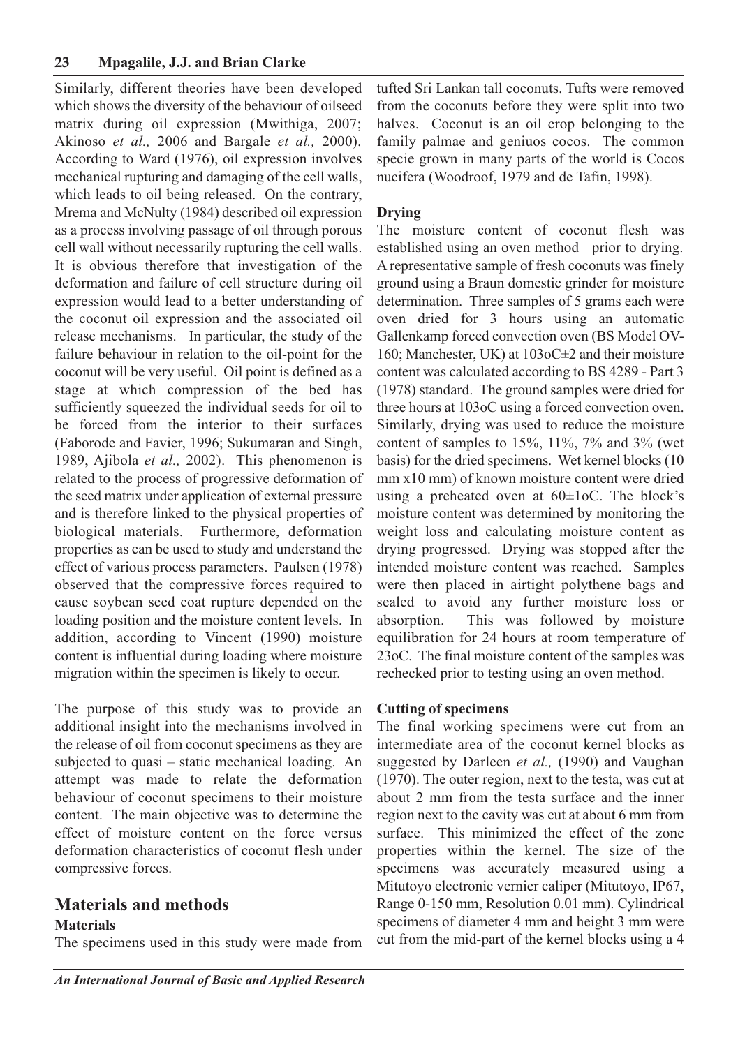Similarly, different theories have been developed which shows the diversity of the behaviour of oilseed matrix during oil expression (Mwithiga, 2007; Akinoso *et al.,* 2006 and Bargale *et al.,* 2000). According to Ward (1976), oil expression involves mechanical rupturing and damaging of the cell walls, which leads to oil being released. On the contrary, Mrema and McNulty (1984) described oil expression as a process involving passage of oil through porous cell wall without necessarily rupturing the cell walls. It is obvious therefore that investigation of the deformation and failure of cell structure during oil expression would lead to a better understanding of the coconut oil expression and the associated oil release mechanisms. In particular, the study of the failure behaviour in relation to the oil-point for the coconut will be very useful. Oil point is defined as a stage at which compression of the bed has sufficiently squeezed the individual seeds for oil to be forced from the interior to their surfaces (Faborode and Favier, 1996; Sukumaran and Singh, 1989, Ajibola *et al.,* 2002). This phenomenon is related to the process of progressive deformation of the seed matrix under application of external pressure and is therefore linked to the physical properties of biological materials. Furthermore, deformation properties as can be used to study and understand the effect of various process parameters. Paulsen (1978) observed that the compressive forces required to cause soybean seed coat rupture depended on the loading position and the moisture content levels. In addition, according to Vincent (1990) moisture content is influential during loading where moisture migration within the specimen is likely to occur.

The purpose of this study was to provide an additional insight into the mechanisms involved in the release of oil from coconut specimens as they are subjected to quasi – static mechanical loading. An attempt was made to relate the deformation behaviour of coconut specimens to their moisture content. The main objective was to determine the effect of moisture content on the force versus deformation characteristics of coconut flesh under compressive forces.

## Materials and methods

### Materials

The specimens used in this study were made from tufted Sri Lankan tall coconuts. Tufts were removed from the coconuts before they were split into two halves. Coconut is an oil crop belonging to the family palmae and geniuos cocos. The common specie grown in many parts of the world is Cocos nucifera (Woodroof, 1979 and de Tafin, 1998).

### Drying

The moisture content of coconut flesh was established using an oven method prior to drying. A representative sample of fresh coconuts was finely ground using a Braun domestic grinder for moisture determination. Three samples of 5 grams each were oven dried for 3 hours using an automatic Gallenkamp forced convection oven (BS Model OV-160; Manchester, UK) at 103oC±2 and their moisture content was calculated according to BS 4289 - Part 3 (1978) standard. The ground samples were dried for three hours at 103oC using a forced convection oven. Similarly, drying was used to reduce the moisture content of samples to 15%, 11%, 7% and 3% (wet basis) for the dried specimens. Wet kernel blocks (10 mm x10 mm) of known moisture content were dried using a preheated oven at 60±1oC. The block's moisture content was determined by monitoring the weight loss and calculating moisture content as drying progressed. Drying was stopped after the intended moisture content was reached. Samples were then placed in airtight polythene bags and sealed to avoid any further moisture loss or absorption. This was followed by moisture equilibration for 24 hours at room temperature of 23oC. The final moisture content of the samples was rechecked prior to testing using an oven method.

### Cutting of specimens

The final working specimens were cut from an intermediate area of the coconut kernel blocks as suggested by Darleen *et al.,* (1990) and Vaughan (1970). The outer region, next to the testa, was cut at about 2 mm from the testa surface and the inner region next to the cavity was cut at about 6 mm from surface. This minimized the effect of the zone properties within the kernel. The size of the specimens was accurately measured using a Mitutoyo electronic vernier caliper (Mitutoyo, IP67, Range 0-150 mm, Resolution 0.01 mm). Cylindrical specimens of diameter 4 mm and height 3 mm were cut from the mid-part of the kernel blocks using a 4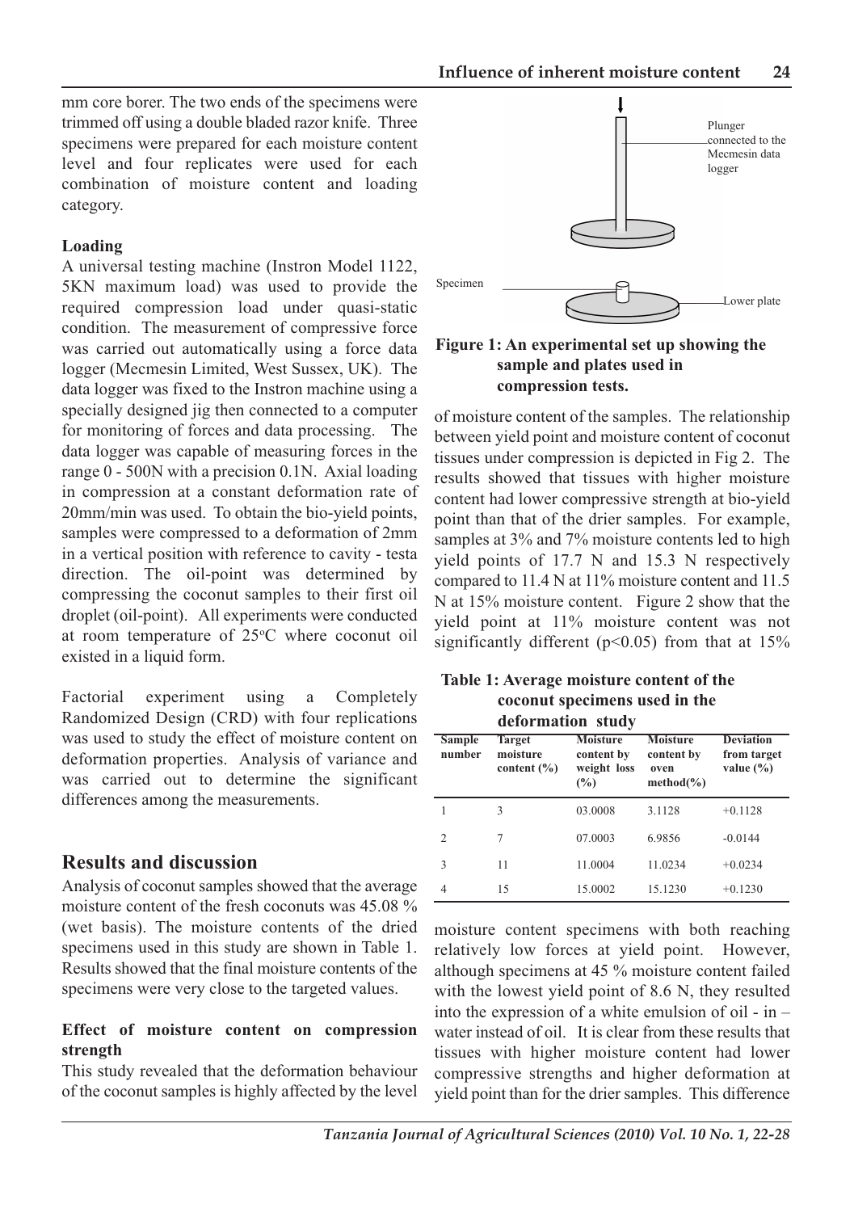mm core borer. The two ends of the specimens were trimmed off using a double bladed razor knife. Three specimens were prepared for each moisture content level and four replicates were used for each combination of moisture content and loading category.

**Loading**

A universal testing machine (Instron Model 1122, 5KN maximum load) was used to provide the required compression load under quasi-static condition. The measurement of compressive force was carried out automatically using a force data logger (Mecmesin Limited, West Sussex, UK). The data logger was fixed to the Instron machine using a specially designed jig then connected to a computer for monitoring of forces and data processing. The data logger was capable of measuring forces in the range 0 - 500N with a precision 0.1N. Axial loading in compression at a constant deformation rate of 20mm/min was used. To obtain the bio-yield points, samples were compressed to a deformation of 2mm in a vertical position with reference to cavity - testa direction. The oil-point was determined by compressing the coconut samples to their first oil droplet (oil-point). All experiments were conducted at room temperature of 25°C where coconut oil existed in a liquid form.

Factorial experiment using a Completely Randomized Design (CRD) with four replications was used to study the effect of moisture content on deformation properties. Analysis of variance and was carried out to determine the significant differences among the measurements.

Plunger connected to the Mecmesin data logger

Specimen

Lower plate

**Figure 1: An experimental set up showing the sample and plates used in compression tests.**

## Results and discussion

Analysis of coconut samples showed that the average moisture content of the fresh coconuts was 45.08 % (wet basis). The moisture contents of the dried specimens used in this study are shown in Table 1. Results showed that the final moisture contents of the specimens were very close to the targeted values.

**Effect of moisture content on compression strength**

This study revealed that the deformation behaviour of the coconut samples is highly affected by the level of moisture content of the samples. The relationship between yield point and moisture content of coconut tissues under compression is depicted in Fig 2. The results showed that tissues with higher moisture content had lower compressive strength at bio-yield point than that of the drier samples. For example, samples at 3% and 7% moisture contents led to high yield points of 17.7 N and 15.3 N respectively compared to 11.4 N at 11% moisture content and 11.5 N at 15% moisture content. Figure 2 show that the yield point at 11% moisture content was not significantly different ($p<0.05$) from that at 15% moisture content specimens with both reaching relatively low forces at yield point. However, although specimens at 45 % moisture content failed with the lowest yield point of 8.6 N, they resulted into the expression of a white emulsion of oil - in – water instead of oil. It is clear from these results that tissues with higher moisture content had lower compressive strengths and higher deformation at yield point than for the drier samples. This difference

**Table 1: Average moisture content of the coconut specimens used in the deformation study**

| Sample number | Target moisture content (%) | Moisture content by weight loss (%) | Moisture content by oven method(%) | Deviation from target value (%) |
|---|---|---|---|---|
| 1 | 3 | 03.0008 | 3.1128 | +0.1128 |
| 2 | 7 | 07.0003 | 6.9856 | -0.0144 |
| 3 | 11 | 11.0004 | 11.0234 | +0.0234 |
| 4 | 15 | 15.0002 | 15.1230 | +0.1230 |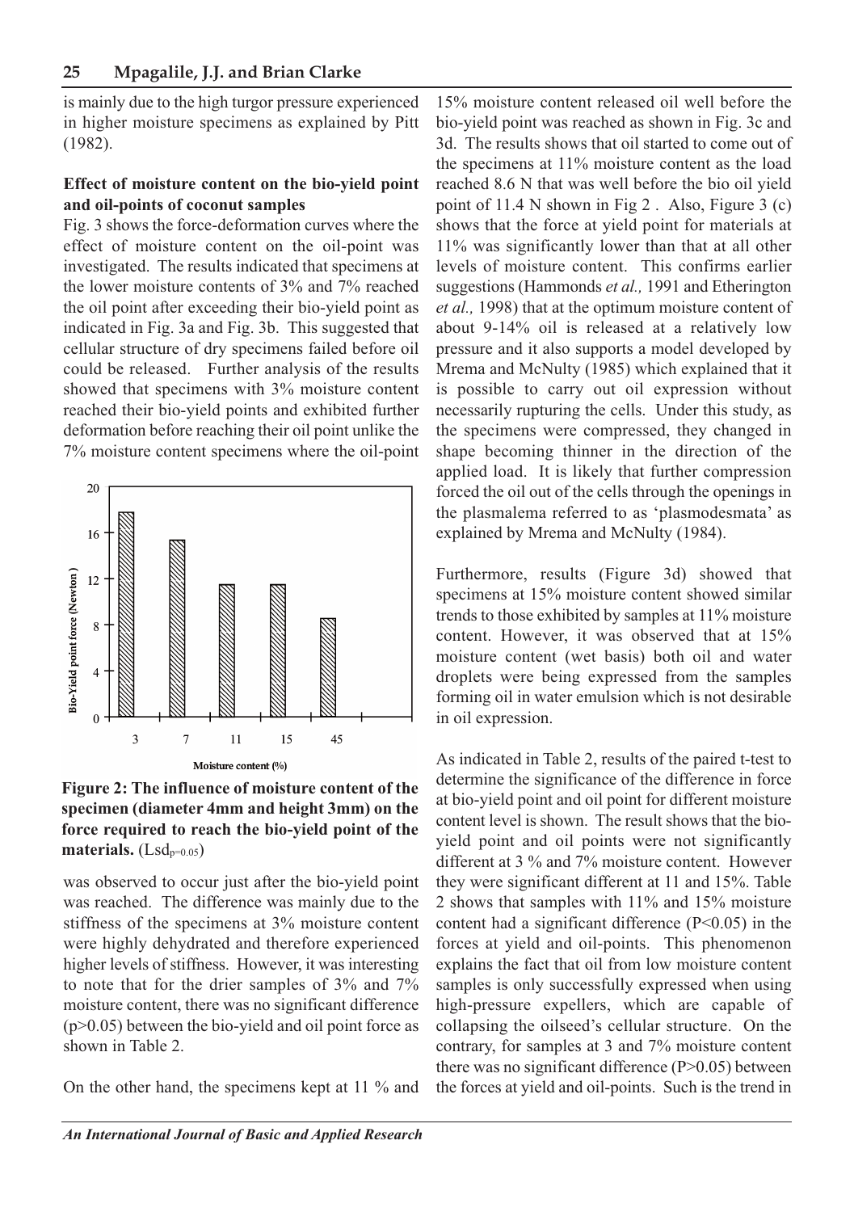is mainly due to the high turgor pressure experienced in higher moisture specimens as explained by Pitt (1982).

### Effect of moisture content on the bio-yield point and oil-points of coconut samples

Fig. 3 shows the force-deformation curves where the effect of moisture content on the oil-point was investigated. The results indicated that specimens at the lower moisture contents of 3% and 7% reached the oil point after exceeding their bio-yield point as indicated in Fig. 3a and Fig. 3b. This suggested that cellular structure of dry specimens failed before oil could be released. Further analysis of the results showed that specimens with 3% moisture content reached their bio-yield points and exhibited further deformation before reaching their oil point unlike the 7% moisture content specimens where the oil-point was observed to occur just after the bio-yield point was reached. The difference was mainly due to the stiffness of the specimens at 3% moisture content were highly dehydrated and therefore experienced higher levels of stiffness. However, it was interesting to note that for the drier samples of 3% and 7% moisture content, there was no significant difference ($p>0.05$) between the bio-yield and oil point force as shown in Table 2.

**Figure 2: The influence of moisture content of the specimen (diameter 4mm and height 3mm) on the force required to reach the bio-yield point of the materials.** ($Lsd_{p=0.05}$)

On the other hand, the specimens kept at 11 % and 15% moisture content released oil well before the bio-yield point was reached as shown in Fig. 3c and 3d. The results shows that oil started to come out of the specimens at 11% moisture content as the load reached 8.6 N that was well before the bio oil yield point of 11.4 N shown in Fig 2 . Also, Figure 3 (c) shows that the force at yield point for materials at 11% was significantly lower than that at all other levels of moisture content. This confirms earlier suggestions (Hammonds *et al.,* 1991 and Etherington *et al.,* 1998) that at the optimum moisture content of about 9-14% oil is released at a relatively low pressure and it also supports a model developed by Mrema and McNulty (1985) which explained that it is possible to carry out oil expression without necessarily rupturing the cells. Under this study, as the specimens were compressed, they changed in shape becoming thinner in the direction of the applied load. It is likely that further compression forced the oil out of the cells through the openings in the plasmalema referred to as 'plasmodesmata' as explained by Mrema and McNulty (1984).

Furthermore, results (Figure 3d) showed that specimens at 15% moisture content showed similar trends to those exhibited by samples at 11% moisture content. However, it was observed that at 15% moisture content (wet basis) both oil and water droplets were being expressed from the samples forming oil in water emulsion which is not desirable in oil expression.

As indicated in Table 2, results of the paired t-test to determine the significance of the difference in force at bio-yield point and oil point for different moisture content level is shown. The result shows that the bio-yield point and oil points were not significantly different at 3 % and 7% moisture content. However they were significant different at 11 and 15%. Table 2 shows that samples with 11% and 15% moisture content had a significant difference ($P<0.05$) in the forces at yield and oil-points. This phenomenon explains the fact that oil from low moisture content samples is only successfully expressed when using high-pressure expellers, which are capable of collapsing the oilseed's cellular structure. On the contrary, for samples at 3 and 7% moisture content there was no significant difference ($P>0.05$) between the forces at yield and oil-points. Such is the trend in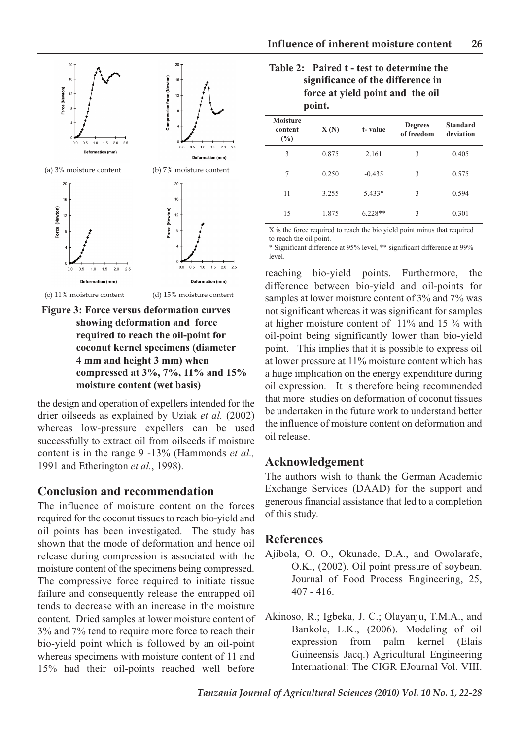(a) 3% moisture content

(b) 7% moisture content

(c) 11% moisture content

(d) 15% moisture content

**Figure 3: Force versus deformation curves showing deformation and force required to reach the oil-point for coconut kernel specimens (diameter 4 mm and height 3 mm) when compressed at 3%, 7%, 11% and 15% moisture content (wet basis)**

the design and operation of expellers intended for the drier oilseeds as explained by Uziak *et al.* (2002) whereas low-pressure expellers can be used successfully to extract oil from oilseeds if moisture content is in the range 9 -13% (Hammonds *et al.,* 1991 and Etherington *et al.*, 1998).

## Conclusion and recommendation

The influence of moisture content on the forces required for the coconut tissues to reach bio-yield and oil points has been investigated. The study has shown that the mode of deformation and hence oil release during compression is associated with the moisture content of the specimens being compressed. The compressive force required to initiate tissue failure and consequently release the entrapped oil tends to decrease with an increase in the moisture content. Dried samples at lower moisture content of 3% and 7% tend to require more force to reach their bio-yield point which is followed by an oil-point whereas specimens with moisture content of 11 and 15% had their oil-points reached well before reaching bio-yield points. Furthermore, the difference between bio-yield and oil-points for samples at lower moisture content of 3% and 7% was not significant whereas it was significant for samples at higher moisture content of 11% and 15 % with oil-point being significantly lower than bio-yield point. This implies that it is possible to express oil at lower pressure at 11% moisture content which has a huge implication on the energy expenditure during oil expression. It is therefore being recommended that more studies on deformation of coconut tissues be undertaken in the future work to understand better the influence of moisture content on deformation and oil release.

**Table 2: Paired t - test to determine the significance of the difference in force at yield point and the oil point.**

| Moisture content (%) | X (N) | t- value | Degrees of freedom | Standard deviation |
|---|---|---|---|---|
| 3 | 0.875 | 2.161 | 3 | 0.405 |
| 7 | 0.250 | -0.435 | 3 | 0.575 |
| 11 | 3.255 | 5.433* | 3 | 0.594 |
| 15 | 1.875 | 6.228** | 3 | 0.301 |

X is the force required to reach the bio yield point minus that required to reach the oil point.
* Significant difference at 95% level, ** significant difference at 99% level.

## Acknowledgement

The authors wish to thank the German Academic Exchange Services (DAAD) for the support and generous financial assistance that led to a completion of this study.

## References

Ajibola, O. O., Okunade, D.A., and Owolarafe, O.K., (2002). Oil point pressure of soybean. Journal of Food Process Engineering, 25, 407 - 416.

Akinoso, R.; Igbeka, J. C.; Olayanju, T.M.A., and Bankole, L.K., (2006). Modeling of oil expression from palm kernel (Elais Guineensis Jacq.) Agricultural Engineering International: The CIGR EJournal Vol. VIII.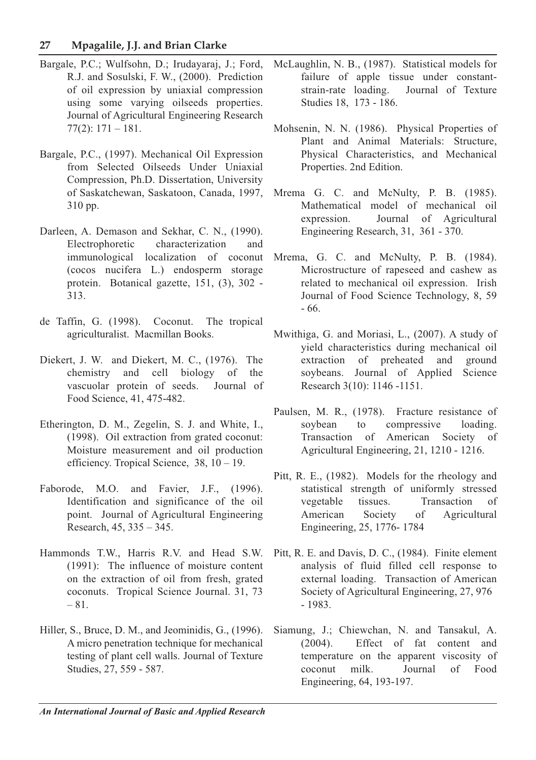Bargale, P.C.; Wulfsohn, D.; Irudayaraj, J.; Ford, R.J. and Sosulski, F. W., (2000). Prediction of oil expression by uniaxial compression using some varying oilseeds properties. Journal of Agricultural Engineering Research 77(2): 171 – 181.

Bargale, P.C., (1997). Mechanical Oil Expression from Selected Oilseeds Under Uniaxial Compression, Ph.D. Dissertation, University of Saskatchewan, Saskatoon, Canada, 1997, 310 pp.

Darleen, A. Demason and Sekhar, C. N., (1990). Electrophoretic characterization and immunological localization of coconut (cocos nucifera L.) endosperm storage protein. Botanical gazette, 151, (3), 302 - 313.

de Taffin, G. (1998). Coconut. The tropical agriculturalist. Macmillan Books.

Diekert, J. W. and Diekert, M. C., (1976). The chemistry and cell biology of the vascuolar protein of seeds. Journal of Food Science, 41, 475-482.

Etherington, D. M., Zegelin, S. J. and White, I., (1998). Oil extraction from grated coconut: Moisture measurement and oil production efficiency. Tropical Science, 38, 10 – 19.

Faborode, M.O. and Favier, J.F., (1996). Identification and significance of the oil point. Journal of Agricultural Engineering Research, 45, 335 – 345.

Hammonds T.W., Harris R.V. and Head S.W. (1991): The influence of moisture content on the extraction of oil from fresh, grated coconuts. Tropical Science Journal. 31, 73 – 81.

Hiller, S., Bruce, D. M., and Jeominidis, G., (1996). A micro penetration technique for mechanical testing of plant cell walls. Journal of Texture Studies, 27, 559 - 587.

McLaughlin, N. B., (1987). Statistical models for failure of apple tissue under constant-strain-rate loading. Journal of Texture Studies 18, 173 - 186.

Mohsenin, N. N. (1986). Physical Properties of Plant and Animal Materials: Structure, Physical Characteristics, and Mechanical Properties. 2nd Edition.

Mrema G. C. and McNulty, P. B. (1985). Mathematical model of mechanical oil expression. Journal of Agricultural Engineering Research, 31, 361 - 370.

Mrema, G. C. and McNulty, P. B. (1984). Microstructure of rapeseed and cashew as related to mechanical oil expression. Irish Journal of Food Science Technology, 8, 59 - 66.

Mwithiga, G. and Moriasi, L., (2007). A study of yield characteristics during mechanical oil extraction of preheated and ground soybeans. Journal of Applied Science Research 3(10): 1146 -1151.

Paulsen, M. R., (1978). Fracture resistance of soybean to compressive loading. Transaction of American Society of Agricultural Engineering, 21, 1210 - 1216.

Pitt, R. E., (1982). Models for the rheology and statistical strength of uniformly stressed vegetable tissues. Transaction of American Society of Agricultural Engineering, 25, 1776- 1784

Pitt, R. E. and Davis, D. C., (1984). Finite element analysis of fluid filled cell response to external loading. Transaction of American Society of Agricultural Engineering, 27, 976 - 1983.

Siamung, J.; Chiewchan, N. and Tansakul, A. (2004). Effect of fat content and temperature on the apparent viscosity of coconut milk. Journal of Food Engineering, 64, 193-197.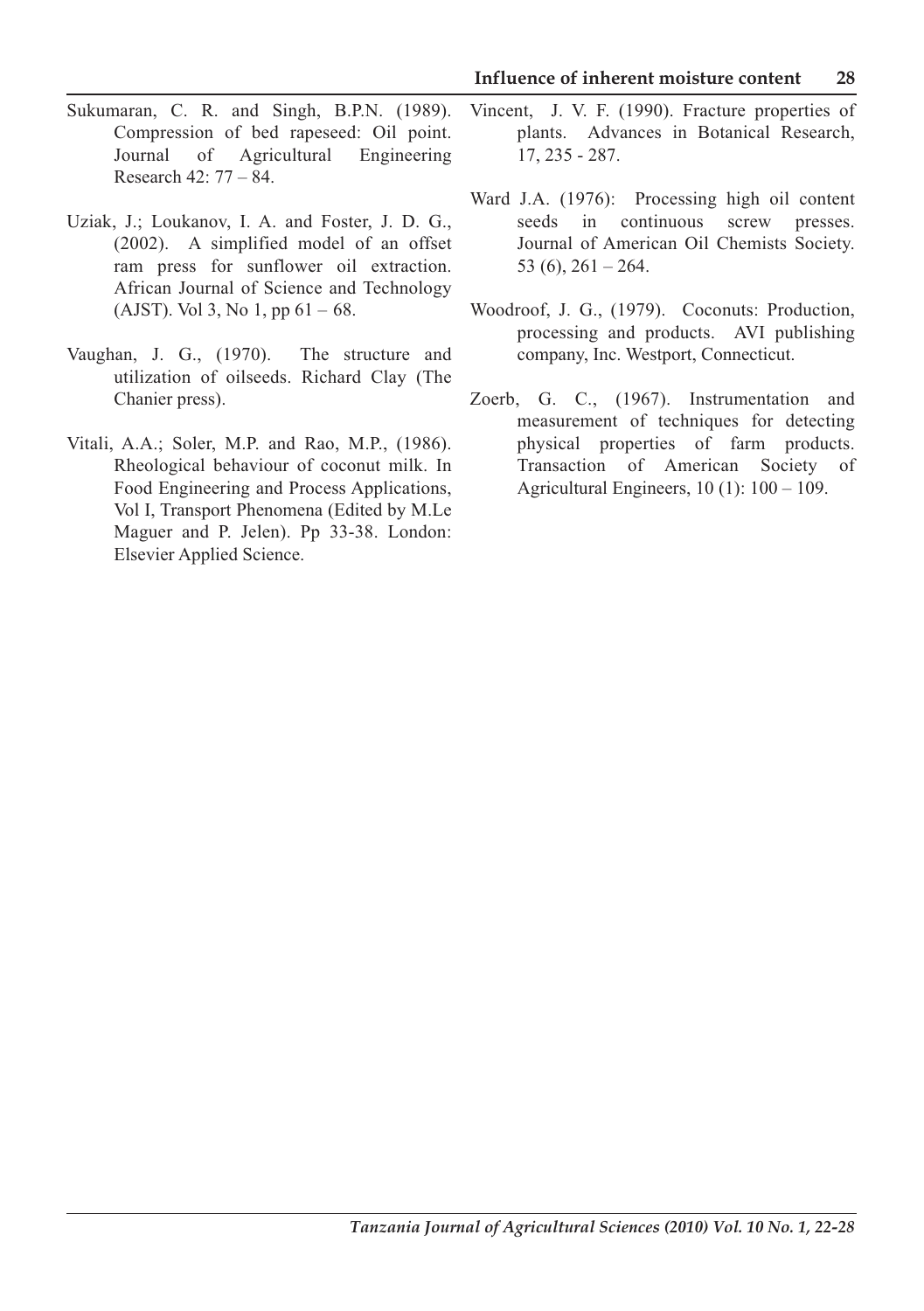Sukumaran, C. R. and Singh, B.P.N. (1989). Compression of bed rapeseed: Oil point. Journal of Agricultural Engineering Research 42: 77 – 84.

Uziak, J.; Loukanov, I. A. and Foster, J. D. G., (2002). A simplified model of an offset ram press for sunflower oil extraction. African Journal of Science and Technology (AJST). Vol 3, No 1, pp 61 – 68.

Vaughan, J. G., (1970). The structure and utilization of oilseeds. Richard Clay (The Chanier press).

Vitali, A.A.; Soler, M.P. and Rao, M.P., (1986). Rheological behaviour of coconut milk. In Food Engineering and Process Applications, Vol I, Transport Phenomena (Edited by M.Le Maguer and P. Jelen). Pp 33-38. London: Elsevier Applied Science.

Vincent, J. V. F. (1990). Fracture properties of plants. Advances in Botanical Research, 17, 235 - 287.

Ward J.A. (1976): Processing high oil content seeds in continuous screw presses. Journal of American Oil Chemists Society. 53 (6), 261 – 264.

Woodroof, J. G., (1979). Coconuts: Production, processing and products. AVI publishing company, Inc. Westport, Connecticut.

Zoerb, G. C., (1967). Instrumentation and measurement of techniques for detecting physical properties of farm products. Transaction of American Society of Agricultural Engineers, 10 (1): 100 – 109.